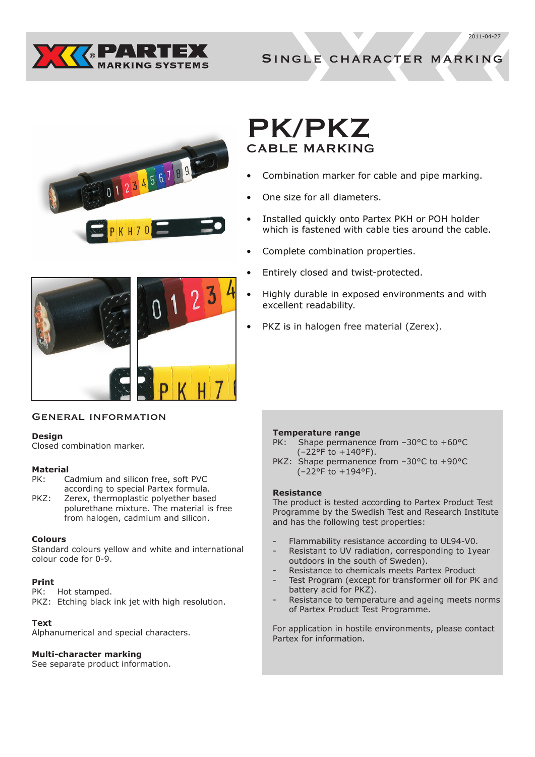# PK/PKZ

## CABLE MARKING

- Combination marker for cable and pipe marking.
- One size for all diameters.
- Installed quickly onto Partex PKH or POH holder which is fastened with cable ties around the cable.
- Complete combination properties.
- Entirely closed and twist-protected.
- Highly durable in exposed environments and with excellent readability.
- PKZ is in halogen free material (Zerex).

## General information

**Design**
Closed combination marker.

**Material**
PK: Cadmium and silicon free, soft PVC according to special Partex formula.
PKZ: Zerex, thermoplastic polyether based polurethane mixture. The material is free from halogen, cadmium and silicon.

**Colours**
Standard colours yellow and white and international colour code for 0-9.

**Print**
PK: Hot stamped.
PKZ: Etching black ink jet with high resolution.

**Text**
Alphanumerical and special characters.

**Multi-character marking**
See separate product information.

**Temperature range**
PK: Shape permanence from −30°C to +60°C (−22°F to +140°F).
PKZ: Shape permanence from −30°C to +90°C (−22°F to +194°F).

**Resistance**
The product is tested according to Partex Product Test Programme by the Swedish Test and Research Institute and has the following test properties:

- Flammability resistance according to UL94-V0.
- Resistant to UV radiation, corresponding to 1year outdoors in the south of Sweden).
- Resistance to chemicals meets Partex Product Test Program (except for transformer oil for PK and battery acid for PKZ).
- Resistance to temperature and ageing meets norms of Partex Product Test Programme.

For application in hostile environments, please contact Partex for information.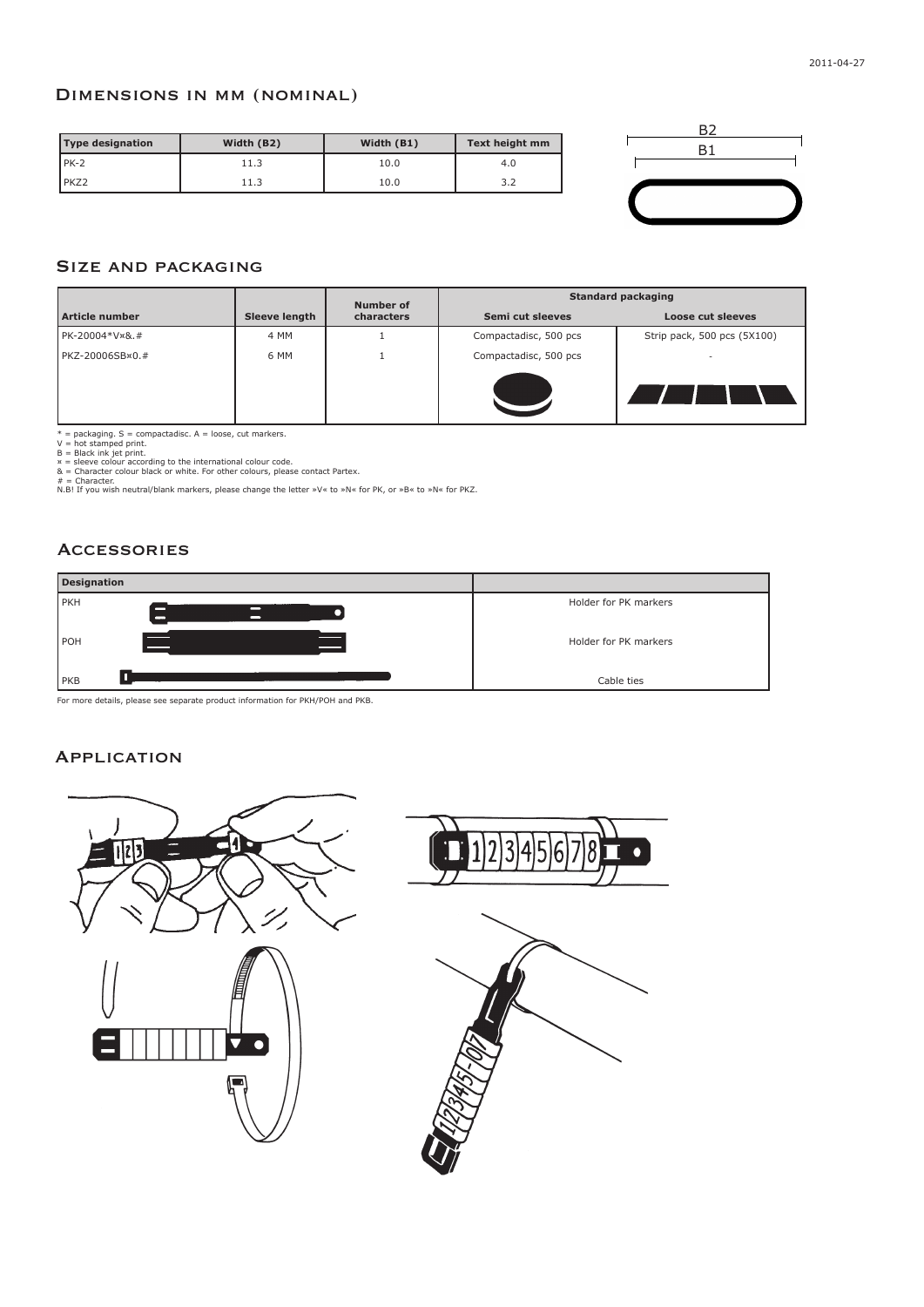## Dimensions in mm (nominal)

| Type designation | Width (B2) | Width (B1) | Text height mm |
|---|---|---|---|
| PK-2 | 11.3 | 10.0 | 4.0 |
| PKZ2 | 11.3 | 10.0 | 3.2 |

B2
B1

## Size and packaging

| Article number | Sleeve length | Number of characters | Standard packaging | |
|---|---|---|---|---|
| | | | Semi cut sleeves | Loose cut sleeves |
| PK-20004*V¤&.# | 4 MM | 1 | Compactadisc, 500 pcs | Strip pack, 500 pcs (5X100) |
| PKZ-20006SB¤0.# | 6 MM | 1 | Compactadisc, 500 pcs | - |

\* = packaging. S = compactadisc. A = loose, cut markers.
V = hot stamped print.
B = Black ink jet print.
¤ = sleeve colour according to the international colour code.
& = Character colour black or white. For other colours, please contact Partex.
# = Character.
N.B! If you wish neutral/blank markers, please change the letter »V« to »N« for PK, or »B« to »N« for PKZ.

## Accessories

| Designation | |
|---|---|
| PKH | Holder for PK markers |
| POH | Holder for PK markers |
| PKB | Cable ties |

For more details, please see separate product information for PKH/POH and PKB.

## Application